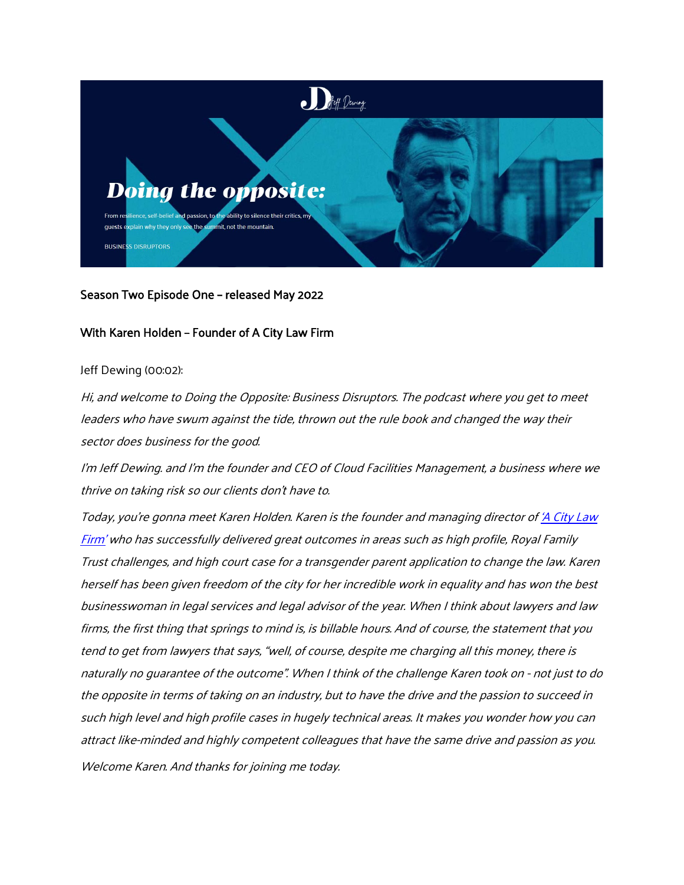# Doing the opposite:

From resilience, self-belief and passion, to the ability to silence their critics, my guests explain why they only see the summit, not the mountain.

BUSINESS DISRUPTORS

Season Two Episode One – released May 2022

With Karen Holden – Founder of A City Law Firm

Jeff Dewing (00:02):

*Hi, and welcome to Doing the Opposite: Business Disruptors. The podcast where you get to meet leaders who have swum against the tide, thrown out the rule book and changed the way their sector does business for the good.*

*I'm Jeff Dewing. and I'm the founder and CEO of Cloud Facilities Management, a business where we thrive on taking risk so our clients don't have to.*

*Today, you're gonna meet Karen Holden. Karen is the founder and managing director of 'A City Law Firm' who has successfully delivered great outcomes in areas such as high profile, Royal Family Trust challenges, and high court case for a transgender parent application to change the law. Karen herself has been given freedom of the city for her incredible work in equality and has won the best businesswoman in legal services and legal advisor of the year. When I think about lawyers and law firms, the first thing that springs to mind is, is billable hours. And of course, the statement that you tend to get from lawyers that says, "well, of course, despite me charging all this money, there is naturally no guarantee of the outcome". When I think of the challenge Karen took on - not just to do the opposite in terms of taking on an industry, but to have the drive and the passion to succeed in such high level and high profile cases in hugely technical areas. It makes you wonder how you can attract like-minded and highly competent colleagues that have the same drive and passion as you.*

*Welcome Karen. And thanks for joining me today.*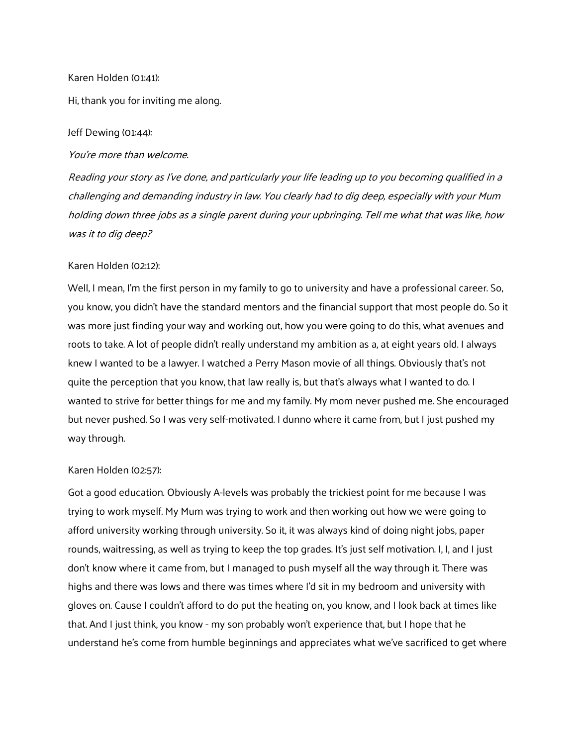Karen Holden (01:41):

Hi, thank you for inviting me along.

Jeff Dewing (01:44):

*You're more than welcome.*

*Reading your story as I've done, and particularly your life leading up to you becoming qualified in a challenging and demanding industry in law. You clearly had to dig deep, especially with your Mum holding down three jobs as a single parent during your upbringing. Tell me what that was like, how was it to dig deep?*

Karen Holden (02:12):

Well, I mean, I'm the first person in my family to go to university and have a professional career. So, you know, you didn't have the standard mentors and the financial support that most people do. So it was more just finding your way and working out, how you were going to do this, what avenues and roots to take. A lot of people didn't really understand my ambition as a, at eight years old. I always knew I wanted to be a lawyer. I watched a Perry Mason movie of all things. Obviously that's not quite the perception that you know, that law really is, but that's always what I wanted to do. I wanted to strive for better things for me and my family. My mom never pushed me. She encouraged but never pushed. So I was very self-motivated. I dunno where it came from, but I just pushed my way through.

Karen Holden (02:57):

Got a good education. Obviously A-levels was probably the trickiest point for me because I was trying to work myself. My Mum was trying to work and then working out how we were going to afford university working through university. So it, it was always kind of doing night jobs, paper rounds, waitressing, as well as trying to keep the top grades. It's just self motivation. I, I, and I just don't know where it came from, but I managed to push myself all the way through it. There was highs and there was lows and there was times where I'd sit in my bedroom and university with gloves on. Cause I couldn't afford to do put the heating on, you know, and I look back at times like that. And I just think, you know - my son probably won't experience that, but I hope that he understand he's come from humble beginnings and appreciates what we've sacrificed to get where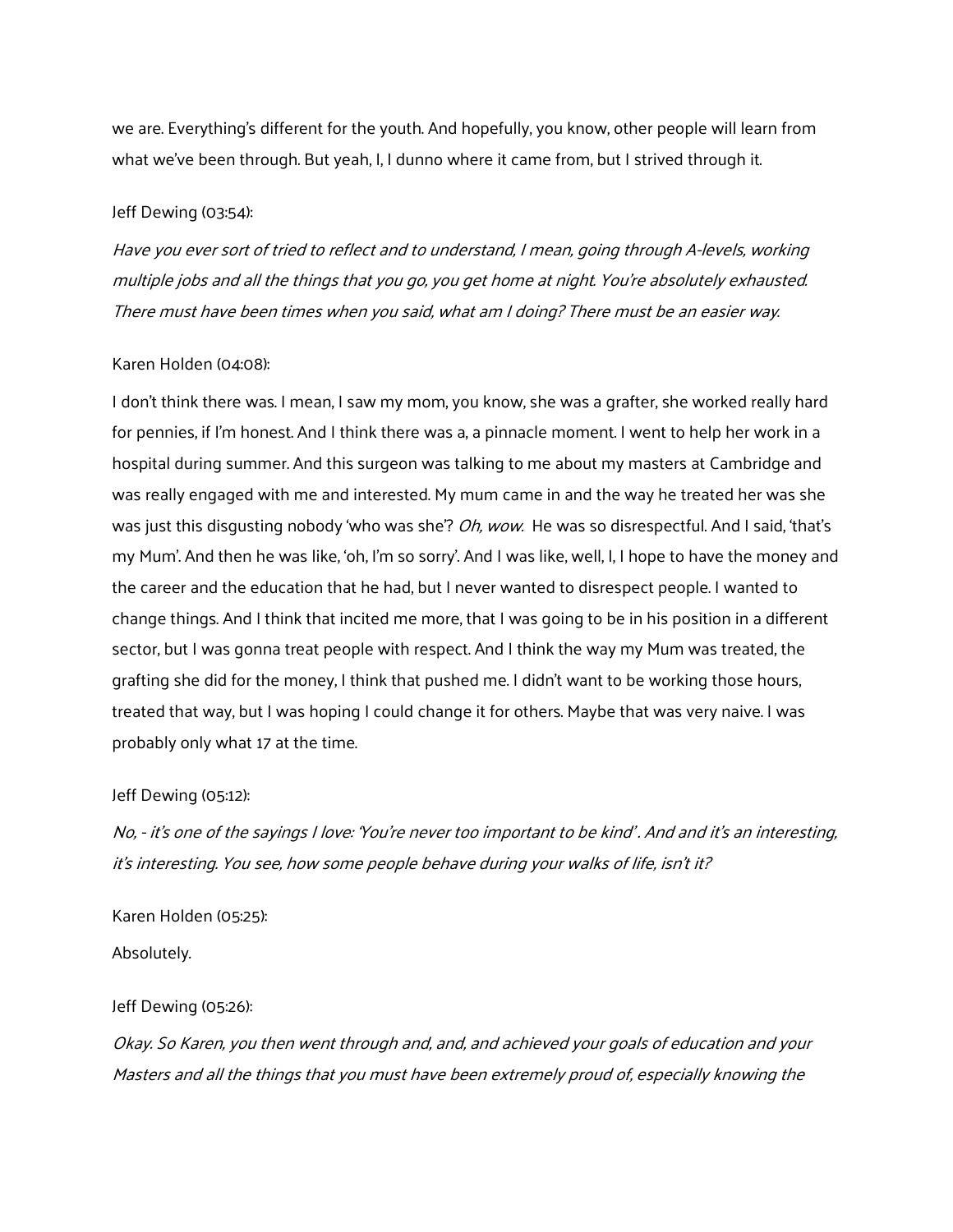we are. Everything's different for the youth. And hopefully, you know, other people will learn from what we've been through. But yeah, I, I dunno where it came from, but I strived through it.

Jeff Dewing (03:54):

*Have you ever sort of tried to reflect and to understand, I mean, going through A-levels, working multiple jobs and all the things that you go, you get home at night. You're absolutely exhausted. There must have been times when you said, what am I doing? There must be an easier way.*

Karen Holden (04:08):

I don't think there was. I mean, I saw my mom, you know, she was a grafter, she worked really hard for pennies, if I'm honest. And I think there was a, a pinnacle moment. I went to help her work in a hospital during summer. And this surgeon was talking to me about my masters at Cambridge and was really engaged with me and interested. My mum came in and the way he treated her was she was just this disgusting nobody 'who was she'? *Oh, wow.* He was so disrespectful. And I said, 'that's my Mum'. And then he was like, 'oh, I'm so sorry'. And I was like, well, I, I hope to have the money and the career and the education that he had, but I never wanted to disrespect people. I wanted to change things. And I think that incited me more, that I was going to be in his position in a different sector, but I was gonna treat people with respect. And I think the way my Mum was treated, the grafting she did for the money, I think that pushed me. I didn't want to be working those hours, treated that way, but I was hoping I could change it for others. Maybe that was very naive. I was probably only what 17 at the time.

Jeff Dewing (05:12):

*No, - it's one of the sayings I love: 'You're never too important to be kind'. And and it's an interesting, it's interesting. You see, how some people behave during your walks of life, isn't it?*

Karen Holden (05:25):

Absolutely.

Jeff Dewing (05:26):

*Okay. So Karen, you then went through and, and, and achieved your goals of education and your Masters and all the things that you must have been extremely proud of, especially knowing the*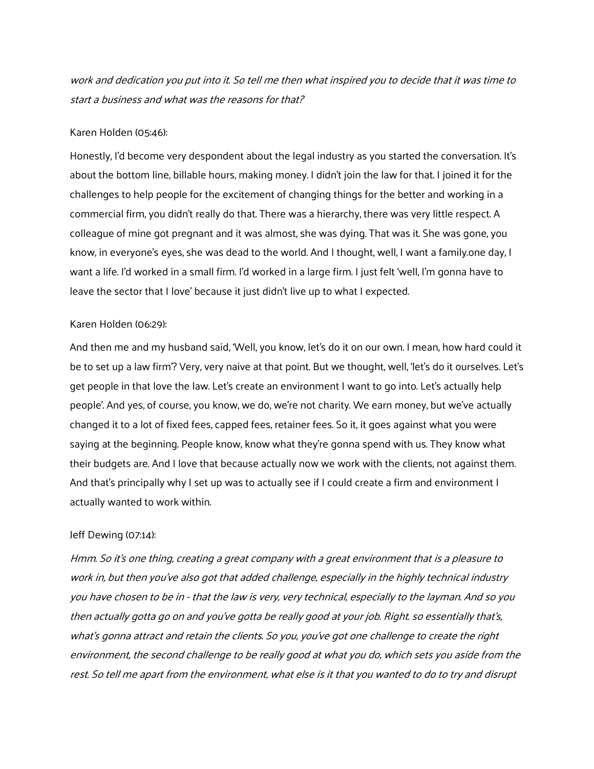*work and dedication you put into it. So tell me then what inspired you to decide that it was time to start a business and what was the reasons for that?*

Karen Holden (05:46):

Honestly, I'd become very despondent about the legal industry as you started the conversation. It's about the bottom line, billable hours, making money. I didn't join the law for that. I joined it for the challenges to help people for the excitement of changing things for the better and working in a commercial firm, you didn't really do that. There was a hierarchy, there was very little respect. A colleague of mine got pregnant and it was almost, she was dying. That was it. She was gone, you know, in everyone's eyes, she was dead to the world. And I thought, well, I want a family.one day, I want a life. I'd worked in a small firm. I'd worked in a large firm. I just felt 'well, I'm gonna have to leave the sector that I love' because it just didn't live up to what I expected.

Karen Holden (06:29):

And then me and my husband said, 'Well, you know, let's do it on our own. I mean, how hard could it be to set up a law firm'? Very, very naive at that point. But we thought, well, 'let's do it ourselves. Let's get people in that love the law. Let's create an environment I want to go into. Let's actually help people'. And yes, of course, you know, we do, we're not charity. We earn money, but we've actually changed it to a lot of fixed fees, capped fees, retainer fees. So it, it goes against what you were saying at the beginning. People know, know what they're gonna spend with us. They know what their budgets are. And I love that because actually now we work with the clients, not against them. And that's principally why I set up was to actually see if I could create a firm and environment I actually wanted to work within.

Jeff Dewing (07:14):

*Hmm. So it's one thing, creating a great company with a great environment that is a pleasure to work in, but then you've also got that added challenge, especially in the highly technical industry you have chosen to be in - that the law is very, very technical, especially to the layman. And so you then actually gotta go on and you've gotta be really good at your job. Right. so essentially that's, what's gonna attract and retain the clients. So you, you've got one challenge to create the right environment, the second challenge to be really good at what you do, which sets you aside from the rest. So tell me apart from the environment, what else is it that you wanted to do to try and disrupt*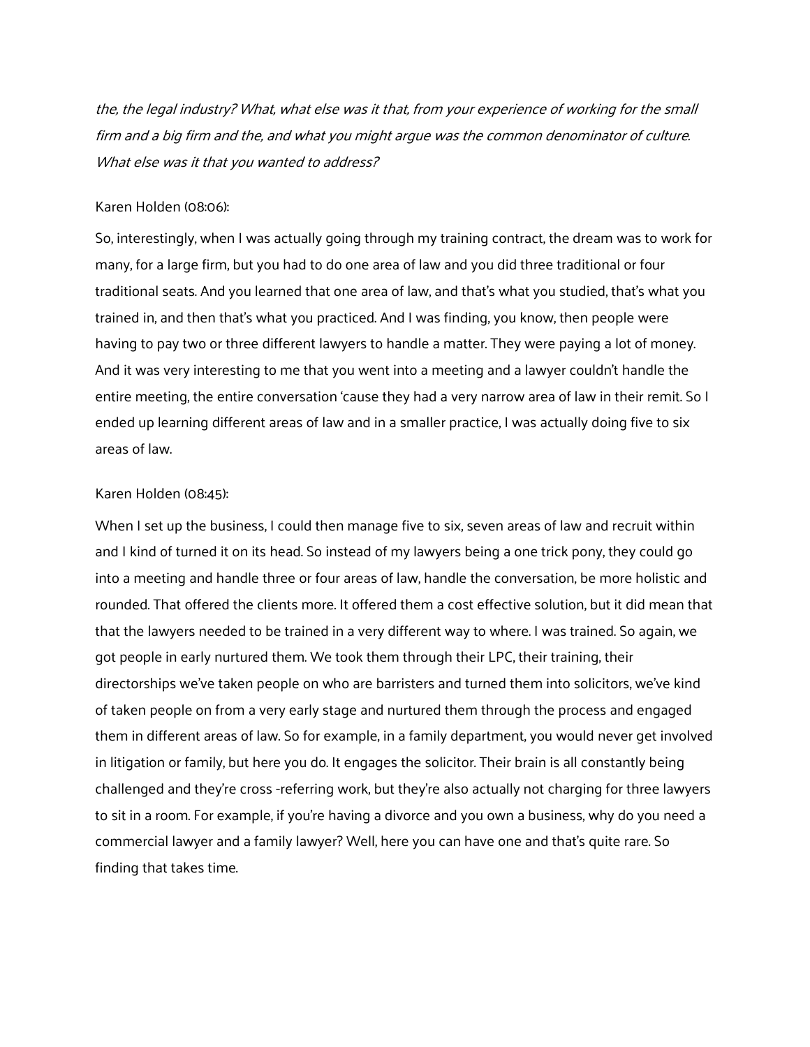*the, the legal industry? What, what else was it that, from your experience of working for the small firm and a big firm and the, and what you might argue was the common denominator of culture. What else was it that you wanted to address?*

Karen Holden (08:06):

So, interestingly, when I was actually going through my training contract, the dream was to work for many, for a large firm, but you had to do one area of law and you did three traditional or four traditional seats. And you learned that one area of law, and that's what you studied, that's what you trained in, and then that's what you practiced. And I was finding, you know, then people were having to pay two or three different lawyers to handle a matter. They were paying a lot of money. And it was very interesting to me that you went into a meeting and a lawyer couldn't handle the entire meeting, the entire conversation 'cause they had a very narrow area of law in their remit. So I ended up learning different areas of law and in a smaller practice, I was actually doing five to six areas of law.

Karen Holden (08:45):

When I set up the business, I could then manage five to six, seven areas of law and recruit within and I kind of turned it on its head. So instead of my lawyers being a one trick pony, they could go into a meeting and handle three or four areas of law, handle the conversation, be more holistic and rounded. That offered the clients more. It offered them a cost effective solution, but it did mean that that the lawyers needed to be trained in a very different way to where. I was trained. So again, we got people in early nurtured them. We took them through their LPC, their training, their directorships we've taken people on who are barristers and turned them into solicitors, we've kind of taken people on from a very early stage and nurtured them through the process and engaged them in different areas of law. So for example, in a family department, you would never get involved in litigation or family, but here you do. It engages the solicitor. Their brain is all constantly being challenged and they're cross -referring work, but they're also actually not charging for three lawyers to sit in a room. For example, if you're having a divorce and you own a business, why do you need a commercial lawyer and a family lawyer? Well, here you can have one and that's quite rare. So finding that takes time.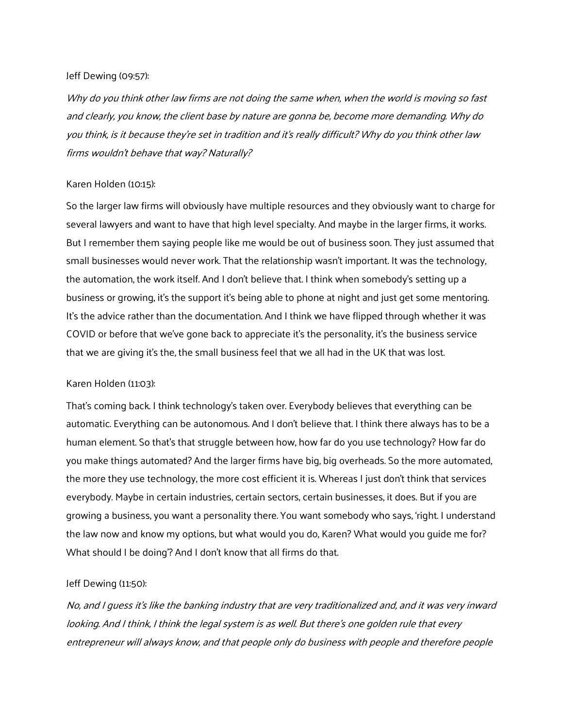Jeff Dewing (09:57):

*Why do you think other law firms are not doing the same when, when the world is moving so fast and clearly, you know, the client base by nature are gonna be, become more demanding. Why do you think, is it because they're set in tradition and it's really difficult? Why do you think other law firms wouldn't behave that way? Naturally?*

Karen Holden (10:15):

So the larger law firms will obviously have multiple resources and they obviously want to charge for several lawyers and want to have that high level specialty. And maybe in the larger firms, it works. But I remember them saying people like me would be out of business soon. They just assumed that small businesses would never work. That the relationship wasn't important. It was the technology, the automation, the work itself. And I don't believe that. I think when somebody's setting up a business or growing, it's the support it's being able to phone at night and just get some mentoring. It's the advice rather than the documentation. And I think we have flipped through whether it was COVID or before that we've gone back to appreciate it's the personality, it's the business service that we are giving it's the, the small business feel that we all had in the UK that was lost.

Karen Holden (11:03):

That's coming back. I think technology's taken over. Everybody believes that everything can be automatic. Everything can be autonomous. And I don't believe that. I think there always has to be a human element. So that's that struggle between how, how far do you use technology? How far do you make things automated? And the larger firms have big, big overheads. So the more automated, the more they use technology, the more cost efficient it is. Whereas I just don't think that services everybody. Maybe in certain industries, certain sectors, certain businesses, it does. But if you are growing a business, you want a personality there. You want somebody who says, 'right. I understand the law now and know my options, but what would you do, Karen? What would you guide me for? What should I be doing'? And I don't know that all firms do that.

Jeff Dewing (11:50):

*No, and I guess it's like the banking industry that are very traditionalized and, and it was very inward looking. And I think, I think the legal system is as well. But there's one golden rule that every entrepreneur will always know, and that people only do business with people and therefore people*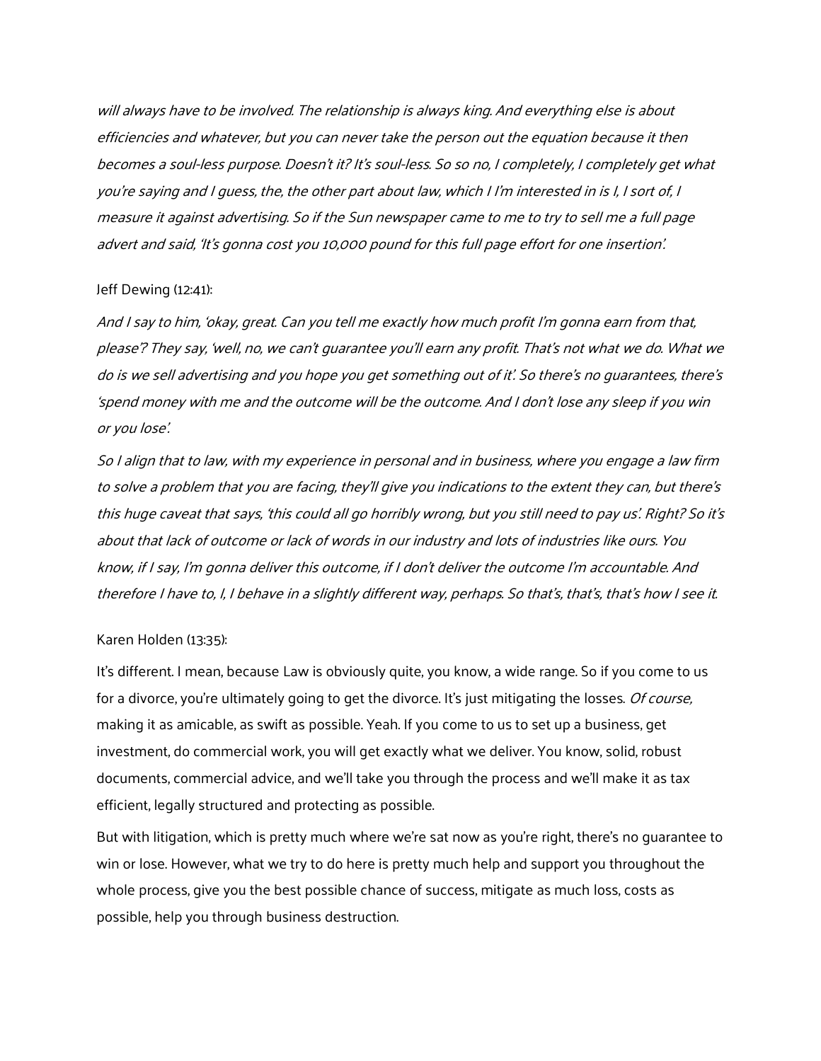*will always have to be involved. The relationship is always king. And everything else is about efficiencies and whatever, but you can never take the person out the equation because it then becomes a soul-less purpose. Doesn't it? It's soul-less. So so no, I completely, I completely get what you're saying and I guess, the, the other part about law, which I I'm interested in is I, I sort of, I measure it against advertising. So if the Sun newspaper came to me to try to sell me a full page advert and said, 'It's gonna cost you 10,000 pound for this full page effort for one insertion'.*

Jeff Dewing (12:41):

*And I say to him, 'okay, great. Can you tell me exactly how much profit I'm gonna earn from that, please'? They say, 'well, no, we can't guarantee you'll earn any profit. That's not what we do. What we do is we sell advertising and you hope you get something out of it'. So there's no guarantees, there's 'spend money with me and the outcome will be the outcome. And I don't lose any sleep if you win or you lose'.*

*So I align that to law, with my experience in personal and in business, where you engage a law firm to solve a problem that you are facing, they'll give you indications to the extent they can, but there's this huge caveat that says, 'this could all go horribly wrong, but you still need to pay us'. Right? So it's about that lack of outcome or lack of words in our industry and lots of industries like ours. You know, if I say, I'm gonna deliver this outcome, if I don't deliver the outcome I'm accountable. And therefore I have to, I, I behave in a slightly different way, perhaps. So that's, that's, that's how I see it.*

Karen Holden (13:35):

It's different. I mean, because Law is obviously quite, you know, a wide range. So if you come to us for a divorce, you're ultimately going to get the divorce. It's just mitigating the losses. *Of course,* making it as amicable, as swift as possible. Yeah. If you come to us to set up a business, get investment, do commercial work, you will get exactly what we deliver. You know, solid, robust documents, commercial advice, and we'll take you through the process and we'll make it as tax efficient, legally structured and protecting as possible.

But with litigation, which is pretty much where we're sat now as you're right, there's no guarantee to win or lose. However, what we try to do here is pretty much help and support you throughout the whole process, give you the best possible chance of success, mitigate as much loss, costs as possible, help you through business destruction.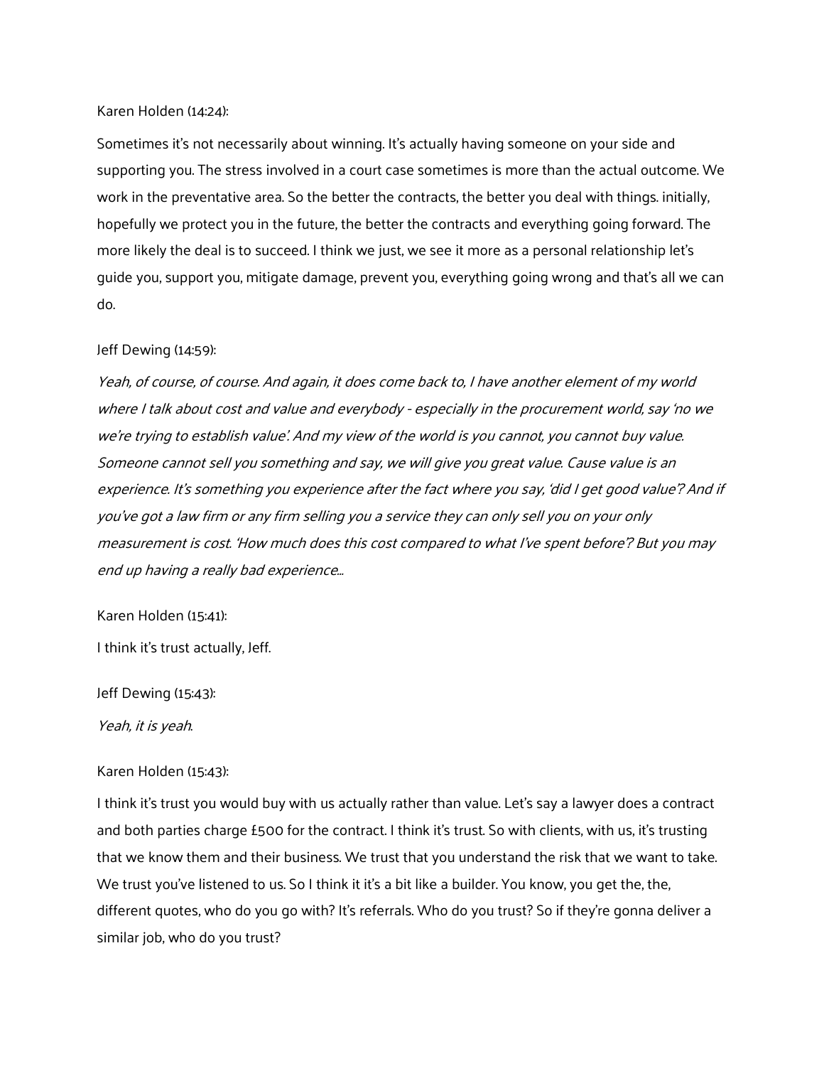Karen Holden (14:24):

Sometimes it's not necessarily about winning. It's actually having someone on your side and supporting you. The stress involved in a court case sometimes is more than the actual outcome. We work in the preventative area. So the better the contracts, the better you deal with things. initially, hopefully we protect you in the future, the better the contracts and everything going forward. The more likely the deal is to succeed. I think we just, we see it more as a personal relationship let's guide you, support you, mitigate damage, prevent you, everything going wrong and that's all we can do.

Jeff Dewing (14:59):

*Yeah, of course, of course. And again, it does come back to, I have another element of my world where I talk about cost and value and everybody - especially in the procurement world, say 'no we we're trying to establish value'. And my view of the world is you cannot, you cannot buy value. Someone cannot sell you something and say, we will give you great value. Cause value is an experience. It's something you experience after the fact where you say, 'did I get good value'? And if you've got a law firm or any firm selling you a service they can only sell you on your only measurement is cost. 'How much does this cost compared to what I've spent before'? But you may end up having a really bad experience...*

Karen Holden (15:41):

I think it's trust actually, Jeff.

Jeff Dewing (15:43):

*Yeah, it is yeah.*

Karen Holden (15:43):

I think it's trust you would buy with us actually rather than value. Let's say a lawyer does a contract and both parties charge £500 for the contract. I think it's trust. So with clients, with us, it's trusting that we know them and their business. We trust that you understand the risk that we want to take. We trust you've listened to us. So I think it it's a bit like a builder. You know, you get the, the, different quotes, who do you go with? It's referrals. Who do you trust? So if they're gonna deliver a similar job, who do you trust?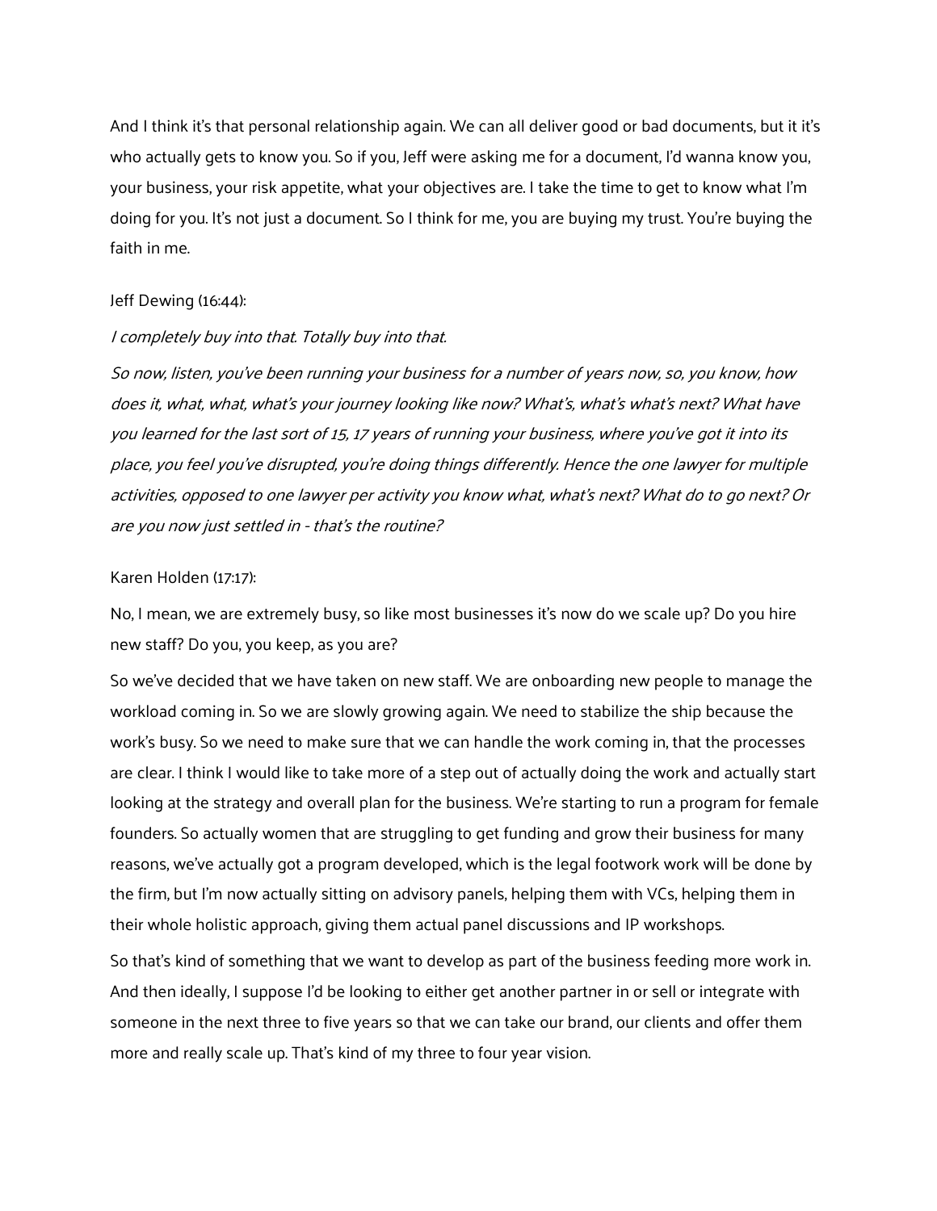And I think it's that personal relationship again. We can all deliver good or bad documents, but it it's who actually gets to know you. So if you, Jeff were asking me for a document, I'd wanna know you, your business, your risk appetite, what your objectives are. I take the time to get to know what I'm doing for you. It's not just a document. So I think for me, you are buying my trust. You're buying the faith in me.

Jeff Dewing (16:44):

*I completely buy into that. Totally buy into that.*

*So now, listen, you've been running your business for a number of years now, so, you know, how does it, what, what, what's your journey looking like now? What's, what's what's next? What have you learned for the last sort of 15, 17 years of running your business, where you've got it into its place, you feel you've disrupted, you're doing things differently. Hence the one lawyer for multiple activities, opposed to one lawyer per activity you know what, what's next? What do to go next? Or are you now just settled in - that's the routine?*

Karen Holden (17:17):

No, I mean, we are extremely busy, so like most businesses it's now do we scale up? Do you hire new staff? Do you, you keep, as you are?

So we've decided that we have taken on new staff. We are onboarding new people to manage the workload coming in. So we are slowly growing again. We need to stabilize the ship because the work's busy. So we need to make sure that we can handle the work coming in, that the processes are clear. I think I would like to take more of a step out of actually doing the work and actually start looking at the strategy and overall plan for the business. We're starting to run a program for female founders. So actually women that are struggling to get funding and grow their business for many reasons, we've actually got a program developed, which is the legal footwork work will be done by the firm, but I'm now actually sitting on advisory panels, helping them with VCs, helping them in their whole holistic approach, giving them actual panel discussions and IP workshops.

So that's kind of something that we want to develop as part of the business feeding more work in. And then ideally, I suppose I'd be looking to either get another partner in or sell or integrate with someone in the next three to five years so that we can take our brand, our clients and offer them more and really scale up. That's kind of my three to four year vision.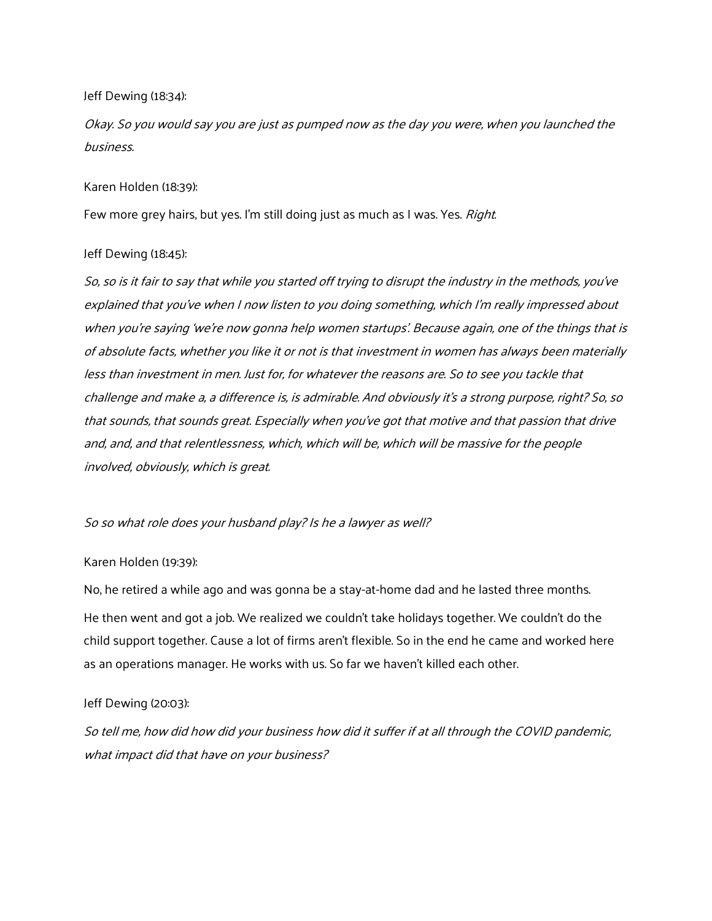Jeff Dewing (18:34):

*Okay. So you would say you are just as pumped now as the day you were, when you launched the business.*

Karen Holden (18:39):

Few more grey hairs, but yes. I'm still doing just as much as I was. Yes. *Right.*

Jeff Dewing (18:45):

*So, so is it fair to say that while you started off trying to disrupt the industry in the methods, you've explained that you've when I now listen to you doing something, which I'm really impressed about when you're saying 'we're now gonna help women startups'. Because again, one of the things that is of absolute facts, whether you like it or not is that investment in women has always been materially less than investment in men. Just for, for whatever the reasons are. So to see you tackle that challenge and make a, a difference is, is admirable. And obviously it's a strong purpose, right? So, so that sounds, that sounds great. Especially when you've got that motive and that passion that drive and, and, and that relentlessness, which, which will be, which will be massive for the people involved, obviously, which is great.*

*So so what role does your husband play? Is he a lawyer as well?*

Karen Holden (19:39):

No, he retired a while ago and was gonna be a stay-at-home dad and he lasted three months.

He then went and got a job. We realized we couldn't take holidays together. We couldn't do the child support together. Cause a lot of firms aren't flexible. So in the end he came and worked here as an operations manager. He works with us. So far we haven't killed each other.

Jeff Dewing (20:03):

*So tell me, how did how did your business how did it suffer if at all through the COVID pandemic, what impact did that have on your business?*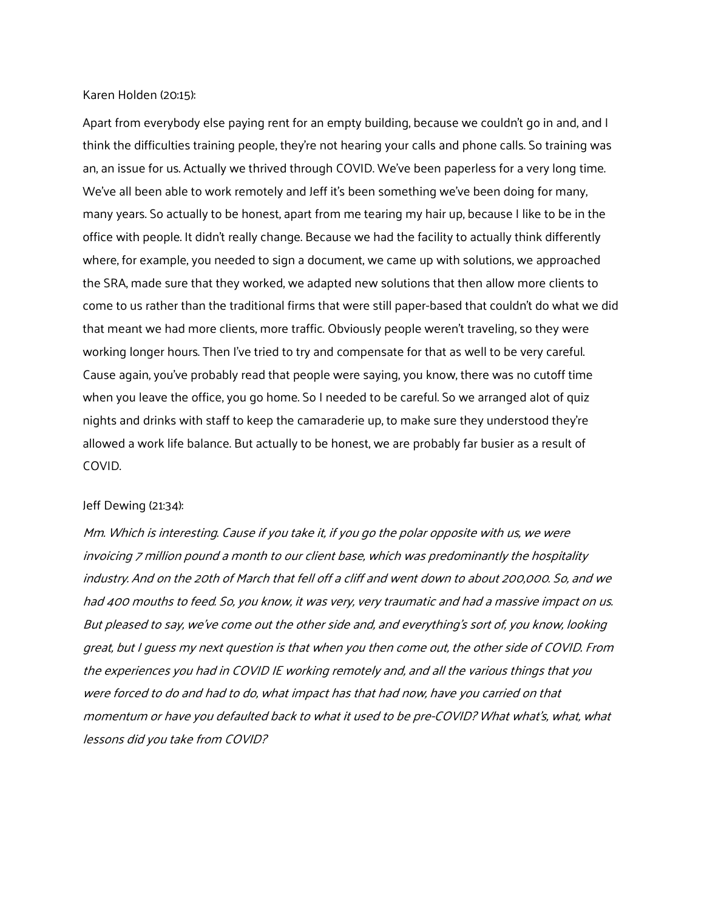Karen Holden (20:15):

Apart from everybody else paying rent for an empty building, because we couldn't go in and, and I think the difficulties training people, they're not hearing your calls and phone calls. So training was an, an issue for us. Actually we thrived through COVID. We've been paperless for a very long time. We've all been able to work remotely and Jeff it's been something we've been doing for many, many years. So actually to be honest, apart from me tearing my hair up, because I like to be in the office with people. It didn't really change. Because we had the facility to actually think differently where, for example, you needed to sign a document, we came up with solutions, we approached the SRA, made sure that they worked, we adapted new solutions that then allow more clients to come to us rather than the traditional firms that were still paper-based that couldn't do what we did that meant we had more clients, more traffic. Obviously people weren't traveling, so they were working longer hours. Then I've tried to try and compensate for that as well to be very careful. Cause again, you've probably read that people were saying, you know, there was no cutoff time when you leave the office, you go home. So I needed to be careful. So we arranged alot of quiz nights and drinks with staff to keep the camaraderie up, to make sure they understood they're allowed a work life balance. But actually to be honest, we are probably far busier as a result of COVID.

Jeff Dewing (21:34):

*Mm. Which is interesting. Cause if you take it, if you go the polar opposite with us, we were invoicing 7 million pound a month to our client base, which was predominantly the hospitality industry. And on the 20th of March that fell off a cliff and went down to about 200,000. So, and we had 400 mouths to feed. So, you know, it was very, very traumatic and had a massive impact on us. But pleased to say, we've come out the other side and, and everything's sort of, you know, looking great, but I guess my next question is that when you then come out, the other side of COVID. From the experiences you had in COVID IE working remotely and, and all the various things that you were forced to do and had to do, what impact has that had now, have you carried on that momentum or have you defaulted back to what it used to be pre-COVID? What what's, what, what lessons did you take from COVID?*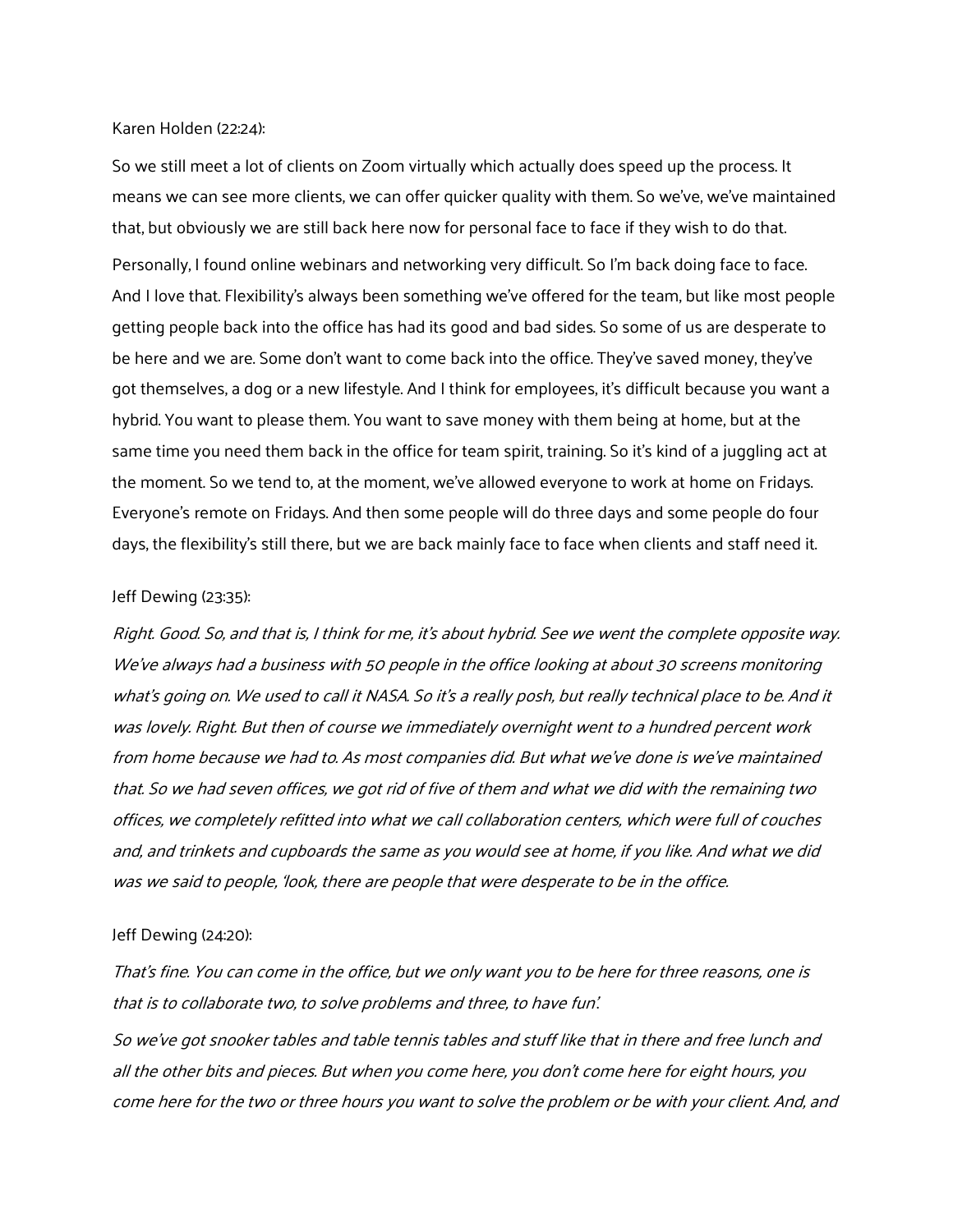Karen Holden (22:24):

So we still meet a lot of clients on Zoom virtually which actually does speed up the process. It means we can see more clients, we can offer quicker quality with them. So we've, we've maintained that, but obviously we are still back here now for personal face to face if they wish to do that.

Personally, I found online webinars and networking very difficult. So I'm back doing face to face. And I love that. Flexibility's always been something we've offered for the team, but like most people getting people back into the office has had its good and bad sides. So some of us are desperate to be here and we are. Some don't want to come back into the office. They've saved money, they've got themselves, a dog or a new lifestyle. And I think for employees, it's difficult because you want a hybrid. You want to please them. You want to save money with them being at home, but at the same time you need them back in the office for team spirit, training. So it's kind of a juggling act at the moment. So we tend to, at the moment, we've allowed everyone to work at home on Fridays. Everyone's remote on Fridays. And then some people will do three days and some people do four days, the flexibility's still there, but we are back mainly face to face when clients and staff need it.

Jeff Dewing (23:35):

*Right. Good. So, and that is, I think for me, it's about hybrid. See we went the complete opposite way. We've always had a business with 50 people in the office looking at about 30 screens monitoring what's going on. We used to call it NASA. So it's a really posh, but really technical place to be. And it was lovely. Right. But then of course we immediately overnight went to a hundred percent work from home because we had to. As most companies did. But what we've done is we've maintained that. So we had seven offices, we got rid of five of them and what we did with the remaining two offices, we completely refitted into what we call collaboration centers, which were full of couches and, and trinkets and cupboards the same as you would see at home, if you like. And what we did was we said to people, 'look, there are people that were desperate to be in the office.*

Jeff Dewing (24:20):

*That's fine. You can come in the office, but we only want you to be here for three reasons, one is that is to collaborate two, to solve problems and three, to have fun'.*

*So we've got snooker tables and table tennis tables and stuff like that in there and free lunch and all the other bits and pieces. But when you come here, you don't come here for eight hours, you come here for the two or three hours you want to solve the problem or be with your client. And, and*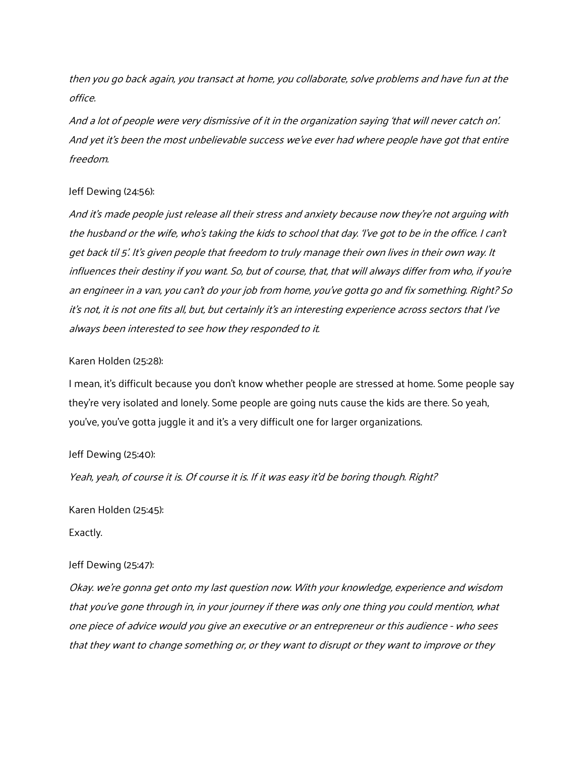*then you go back again, you transact at home, you collaborate, solve problems and have fun at the office.*

*And a lot of people were very dismissive of it in the organization saying 'that will never catch on'. And yet it's been the most unbelievable success we've ever had where people have got that entire freedom.*

Jeff Dewing (24:56):

*And it's made people just release all their stress and anxiety because now they're not arguing with the husband or the wife, who's taking the kids to school that day. 'I've got to be in the office. I can't get back til 5'. It's given people that freedom to truly manage their own lives in their own way. It influences their destiny if you want. So, but of course, that, that will always differ from who, if you're an engineer in a van, you can't do your job from home, you've gotta go and fix something. Right? So it's not, it is not one fits all, but, but certainly it's an interesting experience across sectors that I've always been interested to see how they responded to it.*

Karen Holden (25:28):

I mean, it's difficult because you don't know whether people are stressed at home. Some people say they're very isolated and lonely. Some people are going nuts cause the kids are there. So yeah, you've, you've gotta juggle it and it's a very difficult one for larger organizations.

Jeff Dewing (25:40):

*Yeah, yeah, of course it is. Of course it is. If it was easy it'd be boring though. Right?*

Karen Holden (25:45):

Exactly.

Jeff Dewing (25:47):

*Okay. we're gonna get onto my last question now. With your knowledge, experience and wisdom that you've gone through in, in your journey if there was only one thing you could mention, what one piece of advice would you give an executive or an entrepreneur or this audience - who sees that they want to change something or, or they want to disrupt or they want to improve or they*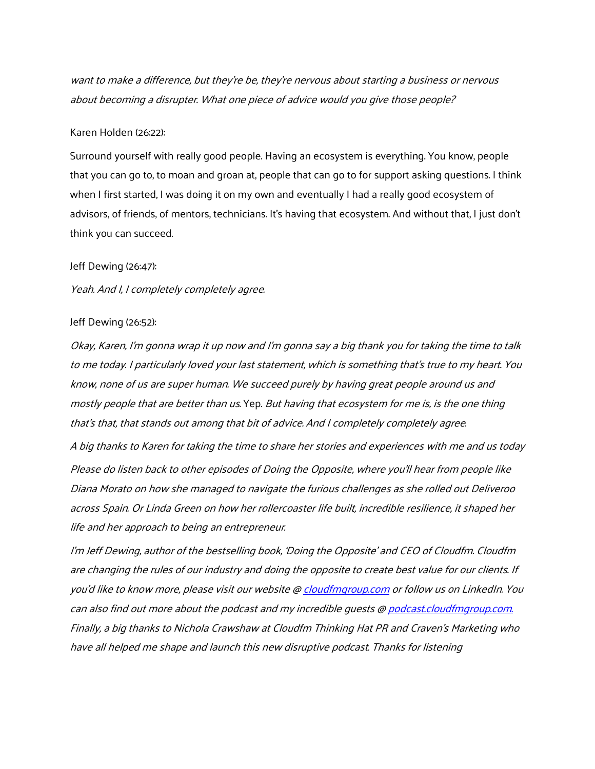*want to make a difference, but they're be, they're nervous about starting a business or nervous about becoming a disrupter. What one piece of advice would you give those people?*

Karen Holden (26:22):

Surround yourself with really good people. Having an ecosystem is everything. You know, people that you can go to, to moan and groan at, people that can go to for support asking questions. I think when I first started, I was doing it on my own and eventually I had a really good ecosystem of advisors, of friends, of mentors, technicians. It's having that ecosystem. And without that, I just don't think you can succeed.

Jeff Dewing (26:47):

*Yeah. And I, I completely completely agree.*

Jeff Dewing (26:52):

*Okay, Karen, I'm gonna wrap it up now and I'm gonna say a big thank you for taking the time to talk to me today. I particularly loved your last statement, which is something that's true to my heart. You know, none of us are super human. We succeed purely by having great people around us and mostly people that are better than us.* Yep. *But having that ecosystem for me is, is the one thing that's that, that stands out among that bit of advice. And I completely completely agree.*

*A big thanks to Karen for taking the time to share her stories and experiences with me and us today*

*Please do listen back to other episodes of Doing the Opposite, where you'll hear from people like Diana Morato on how she managed to navigate the furious challenges as she rolled out Deliveroo across Spain. Or Linda Green on how her rollercoaster life built, incredible resilience, it shaped her life and her approach to being an entrepreneur.*

*I'm Jeff Dewing, author of the bestselling book, 'Doing the Opposite' and CEO of Cloudfm. Cloudfm are changing the rules of our industry and doing the opposite to create best value for our clients. If you'd like to know more, please visit our website @ [cloudfmgroup.com](cloudfmgroup.com) or follow us on LinkedIn. You can also find out more about the podcast and my incredible guests @ [podcast.cloudfmgroup.com](podcast.cloudfmgroup.com). Finally, a big thanks to Nichola Crawshaw at Cloudfm Thinking Hat PR and Craven's Marketing who have all helped me shape and launch this new disruptive podcast. Thanks for listening*